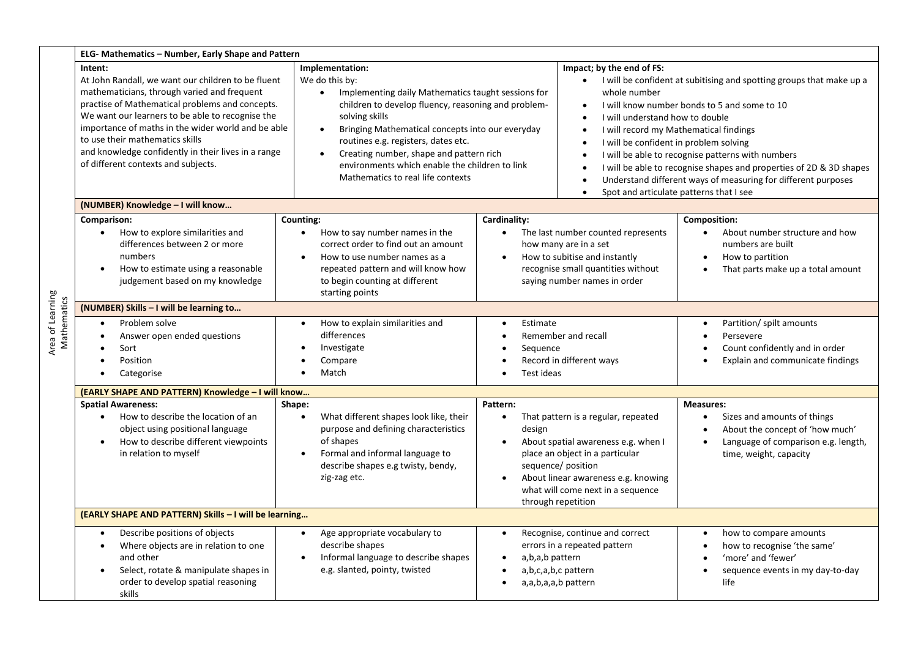Area of Learning Mathematics

## ELG- Mathematics – Number, Early Shape and Pattern

| Intent: | Implementation: | Impact; by the end of FS: |
|---|---|---|
| At John Randall, we want our children to be fluent mathematicians, through varied and frequent practise of Mathematical problems and concepts. We want our learners to be able to recognise the importance of maths in the wider world and be able to use their mathematics skills and knowledge confidently in their lives in a range of different contexts and subjects. | We do this by:<br>• Implementing daily Mathematics taught sessions for children to develop fluency, reasoning and problem-solving skills<br>• Bringing Mathematical concepts into our everyday routines e.g. registers, dates etc.<br>• Creating number, shape and pattern rich environments which enable the children to link Mathematics to real life contexts | • I will be confident at subitising and spotting groups that make up a whole number<br>• I will know number bonds to 5 and some to 10<br>• I will understand how to double<br>• I will record my Mathematical findings<br>• I will be confident in problem solving<br>• I will be able to recognise patterns with numbers<br>• I will be able to recognise shapes and properties of 2D & 3D shapes<br>• Understand different ways of measuring for different purposes<br>• Spot and articulate patterns that I see |

### (NUMBER) Knowledge – I will know…

| Comparison: | Counting: | Cardinality: | Composition: |
|---|---|---|---|
| • How to explore similarities and differences between 2 or more numbers<br>• How to estimate using a reasonable judgement based on my knowledge | • How to say number names in the correct order to find out an amount<br>• How to use number names as a repeated pattern and will know how to begin counting at different starting points | • The last number counted represents how many are in a set<br>• How to subitise and instantly recognise small quantities without saying number names in order | • About number structure and how numbers are built<br>• How to partition<br>• That parts make up a total amount |

### (NUMBER) Skills – I will be learning to…

| | | | |
|---|---|---|---|
| • Problem solve<br>• Answer open ended questions<br>• Sort<br>• Position<br>• Categorise | • How to explain similarities and differences<br>• Investigate<br>• Compare<br>• Match | • Estimate<br>• Remember and recall<br>• Sequence<br>• Record in different ways<br>• Test ideas | • Partition/ spilt amounts<br>• Persevere<br>• Count confidently and in order<br>• Explain and communicate findings |

### (EARLY SHAPE AND PATTERN) Knowledge – I will know…

| Spatial Awareness: | Shape: | Pattern: | Measures: |
|---|---|---|---|
| • How to describe the location of an object using positional language<br>• How to describe different viewpoints in relation to myself | • What different shapes look like, their purpose and defining characteristics of shapes<br>• Formal and informal language to describe shapes e.g twisty, bendy, zig-zag etc. | • That pattern is a regular, repeated design<br>• About spatial awareness e.g. when I place an object in a particular sequence/ position<br>• About linear awareness e.g. knowing what will come next in a sequence through repetition | • Sizes and amounts of things<br>• About the concept of 'how much'<br>• Language of comparison e.g. length, time, weight, capacity |

### (EARLY SHAPE AND PATTERN) Skills – I will be learning…

| | | | |
|---|---|---|---|
| • Describe positions of objects<br>• Where objects are in relation to one and other<br>• Select, rotate & manipulate shapes in order to develop spatial reasoning skills | • Age appropriate vocabulary to describe shapes<br>• Informal language to describe shapes e.g. slanted, pointy, twisted | • Recognise, continue and correct errors in a repeated pattern<br>• a,b,a,b pattern<br>• a,b,c,a,b,c pattern<br>• a,a,b,a,a,b pattern | • how to compare amounts<br>• how to recognise 'the same'<br>• 'more' and 'fewer'<br>• sequence events in my day-to-day life |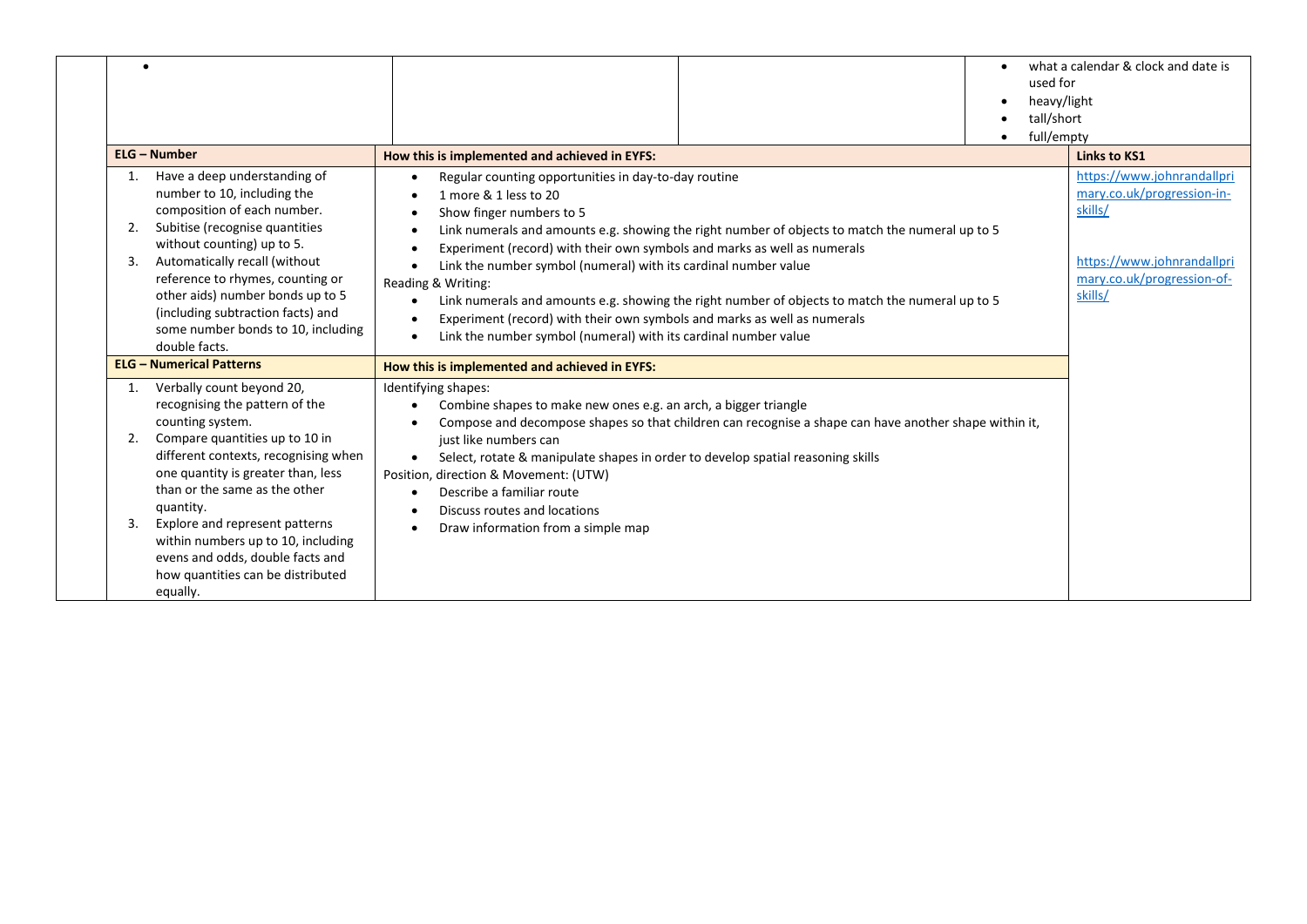| | | | |
|---|---|---|---|
| • | | | • what a calendar & clock and date is used for<br>• heavy/light<br>• tall/short<br>• full/empty |
| **ELG – Number** | **How this is implemented and achieved in EYFS:** | | **Links to KS1** |
| 1. Have a deep understanding of number to 10, including the composition of each number.<br>2. Subitise (recognise quantities without counting) up to 5.<br>3. Automatically recall (without reference to rhymes, counting or other aids) number bonds up to 5 (including subtraction facts) and some number bonds to 10, including double facts. | • Regular counting opportunities in day-to-day routine<br>• 1 more & 1 less to 20<br>• Show finger numbers to 5<br>• Link numerals and amounts e.g. showing the right number of objects to match the numeral up to 5<br>• Experiment (record) with their own symbols and marks as well as numerals<br>• Link the number symbol (numeral) with its cardinal number value<br>Reading & Writing:<br>• Link numerals and amounts e.g. showing the right number of objects to match the numeral up to 5<br>• Experiment (record) with their own symbols and marks as well as numerals<br>• Link the number symbol (numeral) with its cardinal number value | | https://www.johnrandallprimary.co.uk/progression-in-skills/<br><br>https://www.johnrandallprimary.co.uk/progression-of-skills/ |
| **ELG – Numerical Patterns** | **How this is implemented and achieved in EYFS:** | | |
| 1. Verbally count beyond 20, recognising the pattern of the counting system.<br>2. Compare quantities up to 10 in different contexts, recognising when one quantity is greater than, less than or the same as the other quantity.<br>3. Explore and represent patterns within numbers up to 10, including evens and odds, double facts and how quantities can be distributed equally. | Identifying shapes:<br>• Combine shapes to make new ones e.g. an arch, a bigger triangle<br>• Compose and decompose shapes so that children can recognise a shape can have another shape within it, just like numbers can<br>• Select, rotate & manipulate shapes in order to develop spatial reasoning skills<br>Position, direction & Movement: (UTW)<br>• Describe a familiar route<br>• Discuss routes and locations<br>• Draw information from a simple map | | |